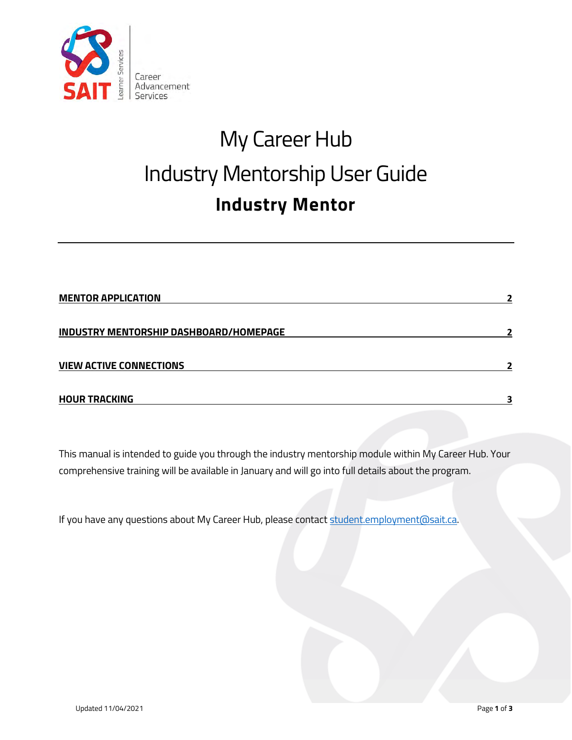Career Advancement Services

# My Career Hub

# Industry Mentorship User Guide

## Industry Mentor

---

| | |
|---|---|
| **MENTOR APPLICATION** | **2** |
| **INDUSTRY MENTORSHIP DASHBOARD/HOMEPAGE** | **2** |
| **VIEW ACTIVE CONNECTIONS** | **2** |
| **HOUR TRACKING** | **3** |

This manual is intended to guide you through the industry mentorship module within My Career Hub. Your comprehensive training will be available in January and will go into full details about the program.

If you have any questions about My Career Hub, please contact student.employment@sait.ca.

Updated 11/04/2021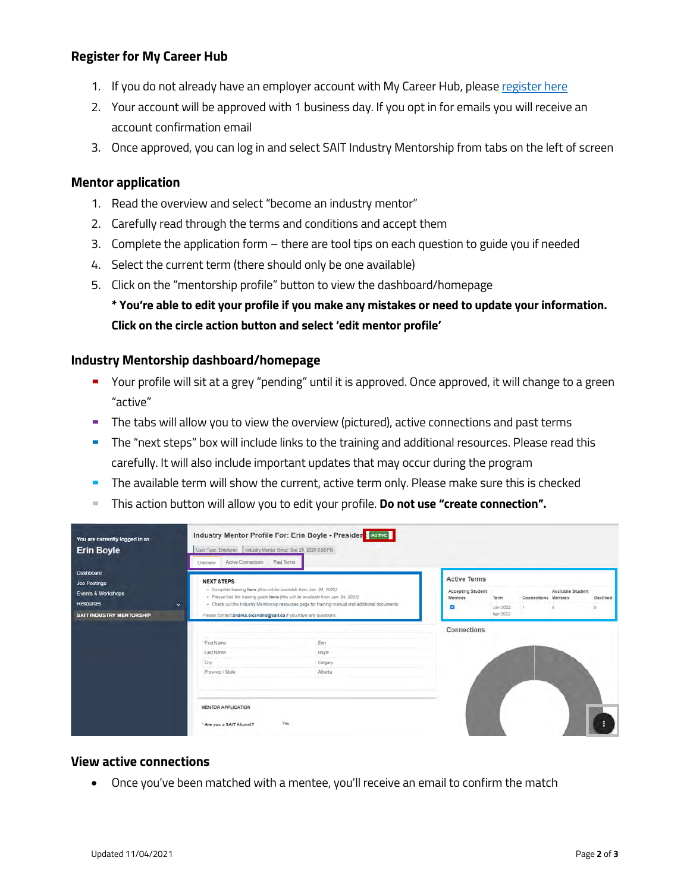### Register for My Career Hub

1. If you do not already have an employer account with My Career Hub, please [register here]
2. Your account will be approved with 1 business day. If you opt in for emails you will receive an account confirmation email
3. Once approved, you can log in and select SAIT Industry Mentorship from tabs on the left of screen

### Mentor application

1. Read the overview and select "become an industry mentor"
2. Carefully read through the terms and conditions and accept them
3. Complete the application form – there are tool tips on each question to guide you if needed
4. Select the current term (there should only be one available)
5. Click on the "mentorship profile" button to view the dashboard/homepage

   **\* You're able to edit your profile if you make any mistakes or need to update your information. Click on the circle action button and select 'edit mentor profile'**

### Industry Mentorship dashboard/homepage

- Your profile will sit at a grey "pending" until it is approved. Once approved, it will change to a green "active"
- The tabs will allow you to view the overview (pictured), active connections and past terms
- The "next steps" box will include links to the training and additional resources. Please read this carefully. It will also include important updates that may occur during the program
- The available term will show the current, active term only. Please make sure this is checked
- This action button will allow you to edit your profile. **Do not use "create connection".**

### View active connections

- Once you've been matched with a mentee, you'll receive an email to confirm the match

Updated 11/04/2021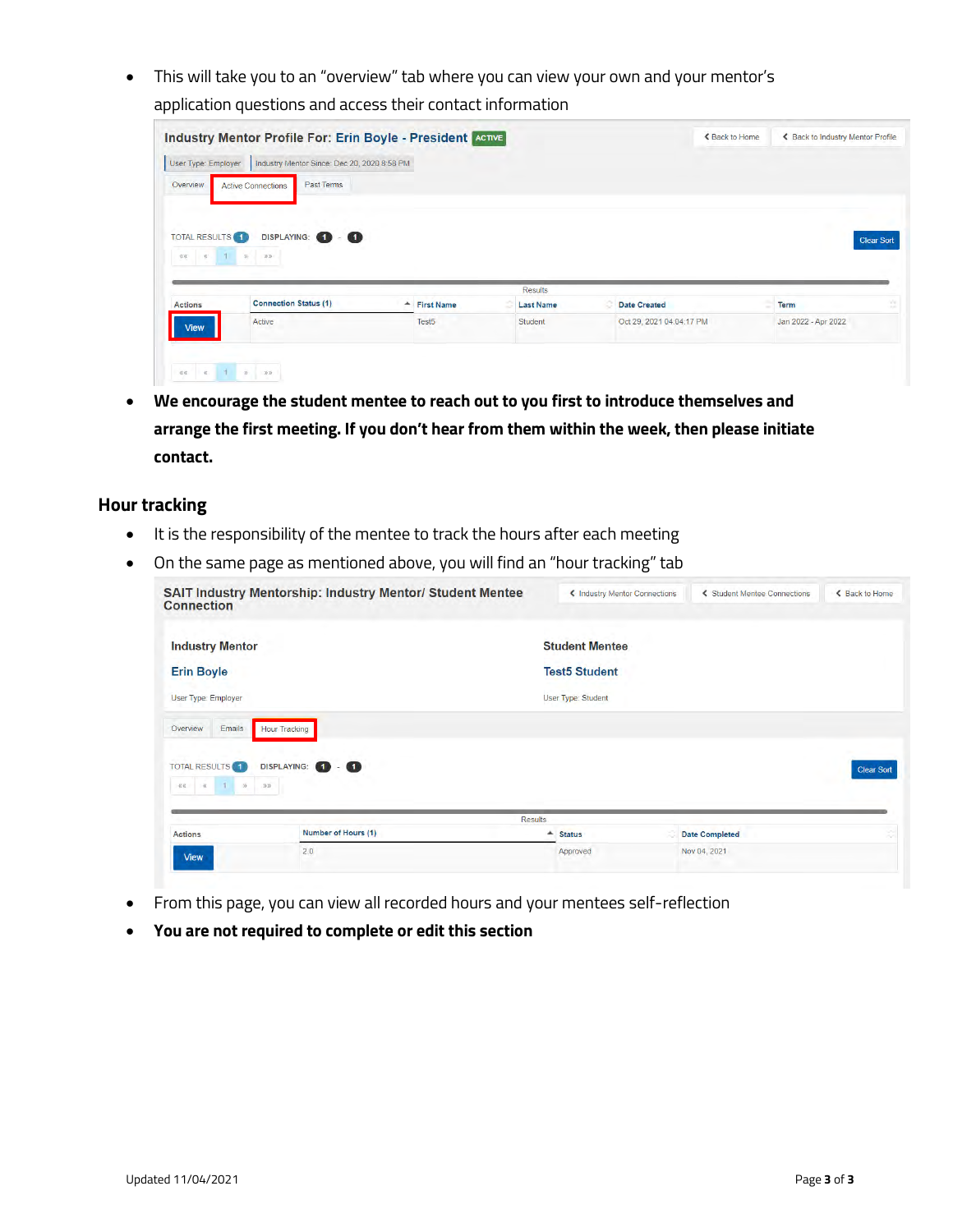- This will take you to an "overview" tab where you can view your own and your mentor's application questions and access their contact information

Industry Mentor Profile For: Erin Boyle - President ACTIVE

‹ Back to Home

‹ Back to Industry Mentor Profile

User Type: Employer | Industry Mentor Since: Dec 20, 2020 8:58 PM

Overview | Active Connections | Past Terms

TOTAL RESULTS 1 DISPLAYING: 1 - 1

Clear Sort

Results

| Actions | Connection Status (1) | First Name | Last Name | Date Created | Term |
|---|---|---|---|---|---|
| View | Active | Test5 | Student | Oct 29, 2021 04:04:17 PM | Jan 2022 - Apr 2022 |

- **We encourage the student mentee to reach out to you first to introduce themselves and arrange the first meeting. If you don't hear from them within the week, then please initiate contact.**

## Hour tracking

- It is the responsibility of the mentee to track the hours after each meeting
- On the same page as mentioned above, you will find an "hour tracking" tab

SAIT Industry Mentorship: Industry Mentor/ Student Mentee Connection

‹ Industry Mentor Connections

‹ Student Mentee Connections

‹ Back to Home

Industry Mentor

Erin Boyle

User Type: Employer

Student Mentee

Test5 Student

User Type: Student

Overview | Emails | Hour Tracking

TOTAL RESULTS 1 DISPLAYING: 1 - 1

Clear Sort

Results

| Actions | Number of Hours (1) | Status | Date Completed |
|---|---|---|---|
| View | 2.0 | Approved | Nov 04, 2021 |

- From this page, you can view all recorded hours and your mentees self-reflection
- **You are not required to complete or edit this section**

Updated 11/04/2021